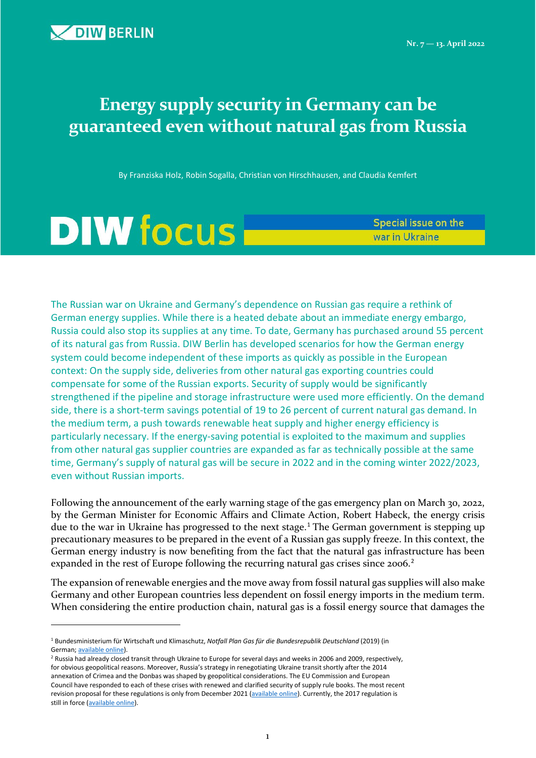DIW BERLIN

Nr. 7 — 13. April 2022

# Energy supply security in Germany can be guaranteed even without natural gas from Russia

By Franziska Holz, Robin Sogalla, Christian von Hirschhausen, and Claudia Kemfert

DIW focus — Special issue on the war in Ukraine

The Russian war on Ukraine and Germany's dependence on Russian gas require a rethink of German energy supplies. While there is a heated debate about an immediate energy embargo, Russia could also stop its supplies at any time. To date, Germany has purchased around 55 percent of its natural gas from Russia. DIW Berlin has developed scenarios for how the German energy system could become independent of these imports as quickly as possible in the European context: On the supply side, deliveries from other natural gas exporting countries could compensate for some of the Russian exports. Security of supply would be significantly strengthened if the pipeline and storage infrastructure were used more efficiently. On the demand side, there is a short-term savings potential of 19 to 26 percent of current natural gas demand. In the medium term, a push towards renewable heat supply and higher energy efficiency is particularly necessary. If the energy-saving potential is exploited to the maximum and supplies from other natural gas supplier countries are expanded as far as technically possible at the same time, Germany's supply of natural gas will be secure in 2022 and in the coming winter 2022/2023, even without Russian imports.

Following the announcement of the early warning stage of the gas emergency plan on March 30, 2022, by the German Minister for Economic Affairs and Climate Action, Robert Habeck, the energy crisis due to the war in Ukraine has progressed to the next stage.[1] The German government is stepping up precautionary measures to be prepared in the event of a Russian gas supply freeze. In this context, the German energy industry is now benefiting from the fact that the natural gas infrastructure has been expanded in the rest of Europe following the recurring natural gas crises since 2006.[2]

The expansion of renewable energies and the move away from fossil natural gas supplies will also make Germany and other European countries less dependent on fossil energy imports in the medium term. When considering the entire production chain, natural gas is a fossil energy source that damages the

---

[1] Bundesministerium für Wirtschaft und Klimaschutz, *Notfall Plan Gas für die Bundesrepublik Deutschland* (2019) (in German; available online).

[2] Russia had already closed transit through Ukraine to Europe for several days and weeks in 2006 and 2009, respectively, for obvious geopolitical reasons. Moreover, Russia's strategy in renegotiating Ukraine transit shortly after the 2014 annexation of Crimea and the Donbas was shaped by geopolitical considerations. The EU Commission and European Council have responded to each of these crises with renewed and clarified security of supply rule books. The most recent revision proposal for these regulations is only from December 2021 (available online). Currently, the 2017 regulation is still in force (available online).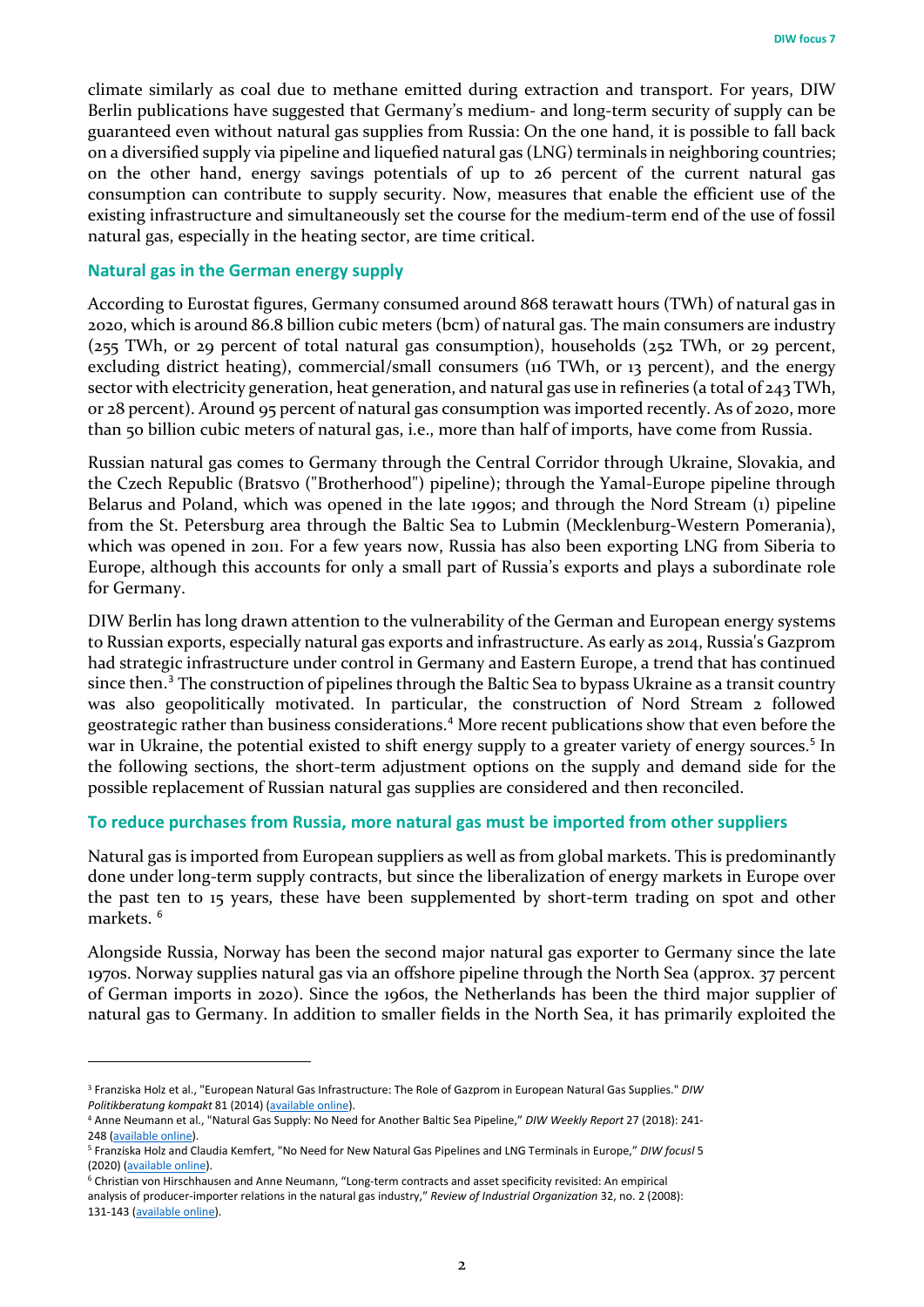climate similarly as coal due to methane emitted during extraction and transport. For years, DIW Berlin publications have suggested that Germany's medium- and long-term security of supply can be guaranteed even without natural gas supplies from Russia: On the one hand, it is possible to fall back on a diversified supply via pipeline and liquefied natural gas (LNG) terminals in neighboring countries; on the other hand, energy savings potentials of up to 26 percent of the current natural gas consumption can contribute to supply security. Now, measures that enable the efficient use of the existing infrastructure and simultaneously set the course for the medium-term end of the use of fossil natural gas, especially in the heating sector, are time critical.

## Natural gas in the German energy supply

According to Eurostat figures, Germany consumed around 868 terawatt hours (TWh) of natural gas in 2020, which is around 86.8 billion cubic meters (bcm) of natural gas. The main consumers are industry (255 TWh, or 29 percent of total natural gas consumption), households (252 TWh, or 29 percent, excluding district heating), commercial/small consumers (116 TWh, or 13 percent), and the energy sector with electricity generation, heat generation, and natural gas use in refineries (a total of 243 TWh, or 28 percent). Around 95 percent of natural gas consumption was imported recently. As of 2020, more than 50 billion cubic meters of natural gas, i.e., more than half of imports, have come from Russia.

Russian natural gas comes to Germany through the Central Corridor through Ukraine, Slovakia, and the Czech Republic (Bratsvo ("Brotherhood") pipeline); through the Yamal-Europe pipeline through Belarus and Poland, which was opened in the late 1990s; and through the Nord Stream (1) pipeline from the St. Petersburg area through the Baltic Sea to Lubmin (Mecklenburg-Western Pomerania), which was opened in 2011. For a few years now, Russia has also been exporting LNG from Siberia to Europe, although this accounts for only a small part of Russia's exports and plays a subordinate role for Germany.

DIW Berlin has long drawn attention to the vulnerability of the German and European energy systems to Russian exports, especially natural gas exports and infrastructure. As early as 2014, Russia's Gazprom had strategic infrastructure under control in Germany and Eastern Europe, a trend that has continued since then.[3] The construction of pipelines through the Baltic Sea to bypass Ukraine as a transit country was also geopolitically motivated. In particular, the construction of Nord Stream 2 followed geostrategic rather than business considerations.[4] More recent publications show that even before the war in Ukraine, the potential existed to shift energy supply to a greater variety of energy sources.[5] In the following sections, the short-term adjustment options on the supply and demand side for the possible replacement of Russian natural gas supplies are considered and then reconciled.

## To reduce purchases from Russia, more natural gas must be imported from other suppliers

Natural gas is imported from European suppliers as well as from global markets. This is predominantly done under long-term supply contracts, but since the liberalization of energy markets in Europe over the past ten to 15 years, these have been supplemented by short-term trading on spot and other markets. [6]

Alongside Russia, Norway has been the second major natural gas exporter to Germany since the late 1970s. Norway supplies natural gas via an offshore pipeline through the North Sea (approx. 37 percent of German imports in 2020). Since the 1960s, the Netherlands has been the third major supplier of natural gas to Germany. In addition to smaller fields in the North Sea, it has primarily exploited the

---

[3] Franziska Holz et al., "European Natural Gas Infrastructure: The Role of Gazprom in European Natural Gas Supplies." *DIW Politikberatung kompakt* 81 (2014) (available online).

[4] Anne Neumann et al., "Natural Gas Supply: No Need for Another Baltic Sea Pipeline," *DIW Weekly Report* 27 (2018): 241-248 (available online).

[5] Franziska Holz and Claudia Kemfert, "No Need for New Natural Gas Pipelines and LNG Terminals in Europe," *DIW focusl* 5 (2020) (available online).

[6] Christian von Hirschhausen and Anne Neumann, "Long-term contracts and asset specificity revisited: An empirical analysis of producer-importer relations in the natural gas industry," *Review of Industrial Organization* 32, no. 2 (2008): 131-143 (available online).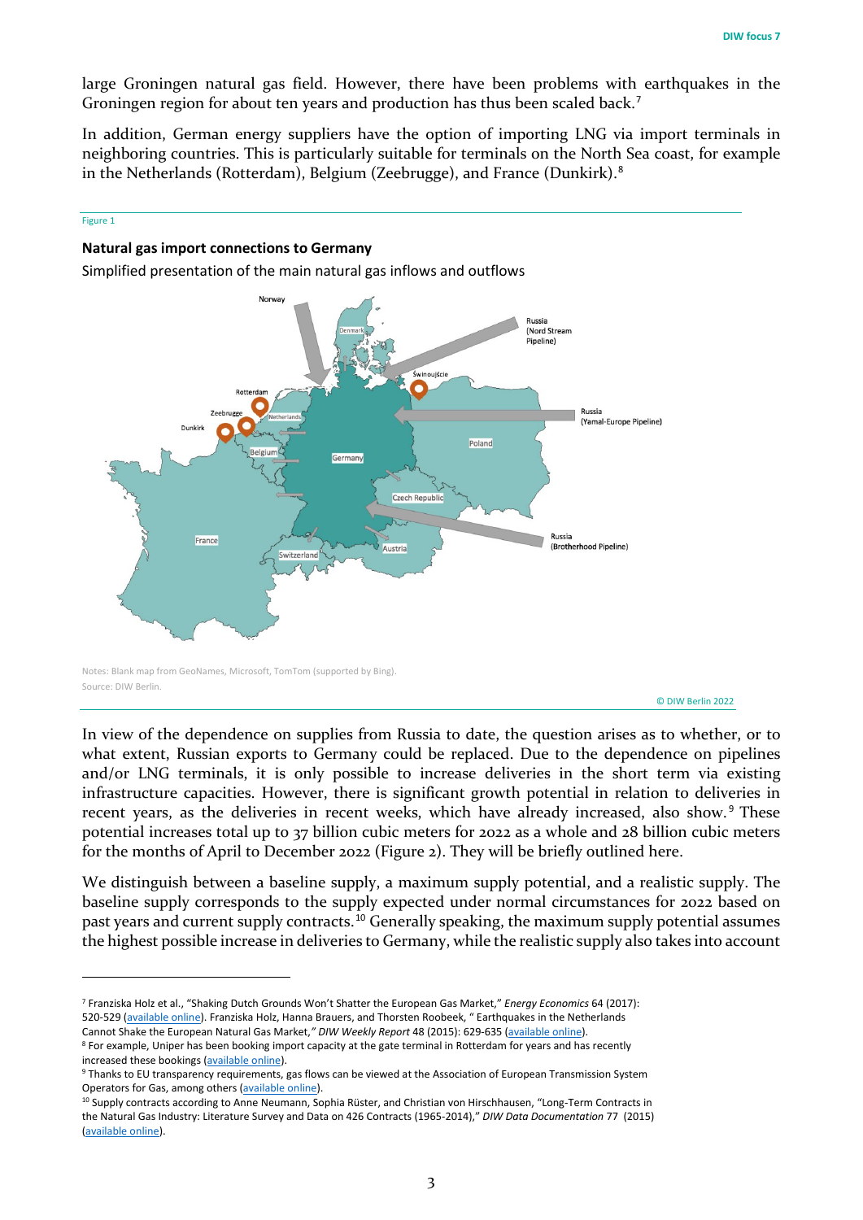large Groningen natural gas field. However, there have been problems with earthquakes in the Groningen region for about ten years and production has thus been scaled back.[7]

In addition, German energy suppliers have the option of importing LNG via import terminals in neighboring countries. This is particularly suitable for terminals on the North Sea coast, for example in the Netherlands (Rotterdam), Belgium (Zeebrugge), and France (Dunkirk).[8]

Figure 1

**Natural gas import connections to Germany**

Simplified presentation of the main natural gas inflows and outflows

Notes: Blank map from GeoNames, Microsoft, TomTom (supported by Bing).
Source: DIW Berlin.

© DIW Berlin 2022

In view of the dependence on supplies from Russia to date, the question arises as to whether, or to what extent, Russian exports to Germany could be replaced. Due to the dependence on pipelines and/or LNG terminals, it is only possible to increase deliveries in the short term via existing infrastructure capacities. However, there is significant growth potential in relation to deliveries in recent years, as the deliveries in recent weeks, which have already increased, also show.[9] These potential increases total up to 37 billion cubic meters for 2022 as a whole and 28 billion cubic meters for the months of April to December 2022 (Figure 2). They will be briefly outlined here.

We distinguish between a baseline supply, a maximum supply potential, and a realistic supply. The baseline supply corresponds to the supply expected under normal circumstances for 2022 based on past years and current supply contracts.[10] Generally speaking, the maximum supply potential assumes the highest possible increase in deliveries to Germany, while the realistic supply also takes into account

---

[7] Franziska Holz et al., "Shaking Dutch Grounds Won't Shatter the European Gas Market," *Energy Economics* 64 (2017): 520-529 (available online). Franziska Holz, Hanna Brauers, and Thorsten Roobeek, " Earthquakes in the Netherlands Cannot Shake the European Natural Gas Market," *DIW Weekly Report* 48 (2015): 629-635 (available online).

[8] For example, Uniper has been booking import capacity at the gate terminal in Rotterdam for years and has recently increased these bookings (available online).

[9] Thanks to EU transparency requirements, gas flows can be viewed at the Association of European Transmission System Operators for Gas, among others (available online).

[10] Supply contracts according to Anne Neumann, Sophia Rüster, and Christian von Hirschhausen, "Long-Term Contracts in the Natural Gas Industry: Literature Survey and Data on 426 Contracts (1965-2014)," *DIW Data Documentation* 77 (2015) (available online).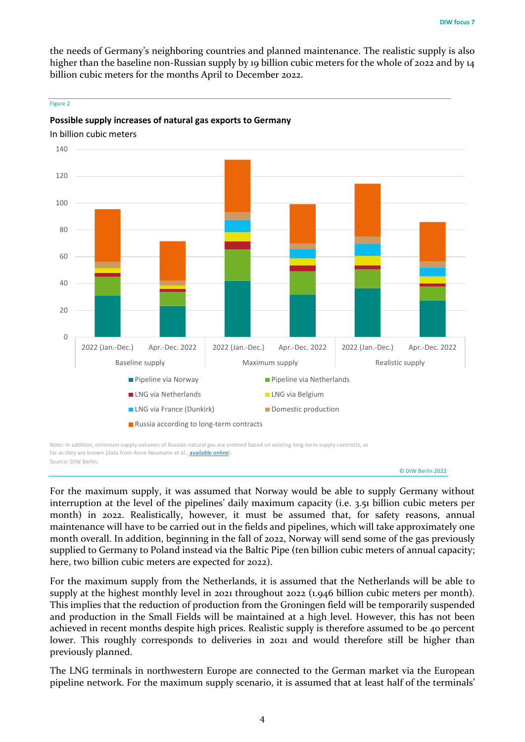the needs of Germany's neighboring countries and planned maintenance. The realistic supply is also higher than the baseline non-Russian supply by 19 billion cubic meters for the whole of 2022 and by 14 billion cubic meters for the months April to December 2022.

Figure 2

**Possible supply increases of natural gas exports to Germany**

In billion cubic meters

Note: In addition, minimum supply volumes of Russian natural gas are entered based on existing long-term supply contracts, as far as they are known (data from Anne Neumann et al., available online).

Source: DIW Berlin.

© DIW Berlin 2022

For the maximum supply, it was assumed that Norway would be able to supply Germany without interruption at the level of the pipelines' daily maximum capacity (i.e. 3.51 billion cubic meters per month) in 2022. Realistically, however, it must be assumed that, for safety reasons, annual maintenance will have to be carried out in the fields and pipelines, which will take approximately one month overall. In addition, beginning in the fall of 2022, Norway will send some of the gas previously supplied to Germany to Poland instead via the Baltic Pipe (ten billion cubic meters of annual capacity; here, two billion cubic meters are expected for 2022).

For the maximum supply from the Netherlands, it is assumed that the Netherlands will be able to supply at the highest monthly level in 2021 throughout 2022 (1.946 billion cubic meters per month). This implies that the reduction of production from the Groningen field will be temporarily suspended and production in the Small Fields will be maintained at a high level. However, this has not been achieved in recent months despite high prices. Realistic supply is therefore assumed to be 40 percent lower. This roughly corresponds to deliveries in 2021 and would therefore still be higher than previously planned.

The LNG terminals in northwestern Europe are connected to the German market via the European pipeline network. For the maximum supply scenario, it is assumed that at least half of the terminals'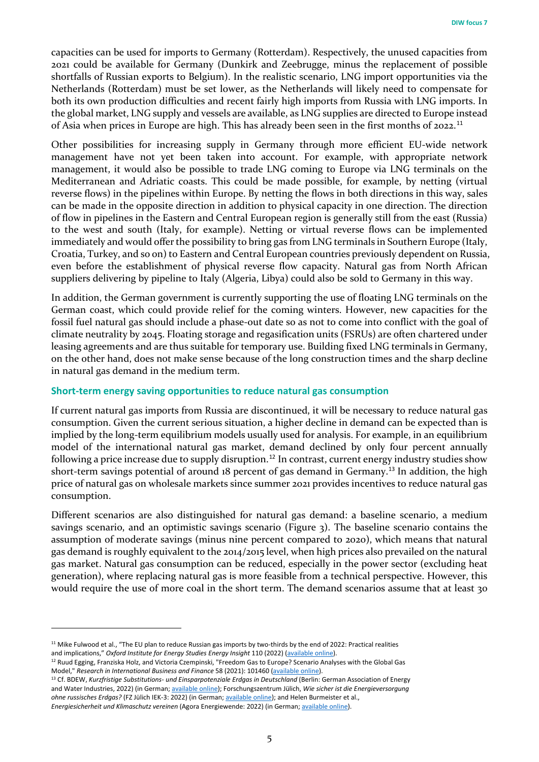capacities can be used for imports to Germany (Rotterdam). Respectively, the unused capacities from 2021 could be available for Germany (Dunkirk and Zeebrugge, minus the replacement of possible shortfalls of Russian exports to Belgium). In the realistic scenario, LNG import opportunities via the Netherlands (Rotterdam) must be set lower, as the Netherlands will likely need to compensate for both its own production difficulties and recent fairly high imports from Russia with LNG imports. In the global market, LNG supply and vessels are available, as LNG supplies are directed to Europe instead of Asia when prices in Europe are high. This has already been seen in the first months of 2022.[11]

Other possibilities for increasing supply in Germany through more efficient EU-wide network management have not yet been taken into account. For example, with appropriate network management, it would also be possible to trade LNG coming to Europe via LNG terminals on the Mediterranean and Adriatic coasts. This could be made possible, for example, by netting (virtual reverse flows) in the pipelines within Europe. By netting the flows in both directions in this way, sales can be made in the opposite direction in addition to physical capacity in one direction. The direction of flow in pipelines in the Eastern and Central European region is generally still from the east (Russia) to the west and south (Italy, for example). Netting or virtual reverse flows can be implemented immediately and would offer the possibility to bring gas from LNG terminals in Southern Europe (Italy, Croatia, Turkey, and so on) to Eastern and Central European countries previously dependent on Russia, even before the establishment of physical reverse flow capacity. Natural gas from North African suppliers delivering by pipeline to Italy (Algeria, Libya) could also be sold to Germany in this way.

In addition, the German government is currently supporting the use of floating LNG terminals on the German coast, which could provide relief for the coming winters. However, new capacities for the fossil fuel natural gas should include a phase-out date so as not to come into conflict with the goal of climate neutrality by 2045. Floating storage and regasification units (FSRUs) are often chartered under leasing agreements and are thus suitable for temporary use. Building fixed LNG terminals in Germany, on the other hand, does not make sense because of the long construction times and the sharp decline in natural gas demand in the medium term.

## Short-term energy saving opportunities to reduce natural gas consumption

If current natural gas imports from Russia are discontinued, it will be necessary to reduce natural gas consumption. Given the current serious situation, a higher decline in demand can be expected than is implied by the long-term equilibrium models usually used for analysis. For example, in an equilibrium model of the international natural gas market, demand declined by only four percent annually following a price increase due to supply disruption.[12] In contrast, current energy industry studies show short-term savings potential of around 18 percent of gas demand in Germany.[13] In addition, the high price of natural gas on wholesale markets since summer 2021 provides incentives to reduce natural gas consumption.

Different scenarios are also distinguished for natural gas demand: a baseline scenario, a medium savings scenario, and an optimistic savings scenario (Figure 3). The baseline scenario contains the assumption of moderate savings (minus nine percent compared to 2020), which means that natural gas demand is roughly equivalent to the 2014/2015 level, when high prices also prevailed on the natural gas market. Natural gas consumption can be reduced, especially in the power sector (excluding heat generation), where replacing natural gas is more feasible from a technical perspective. However, this would require the use of more coal in the short term. The demand scenarios assume that at least 30

---

[11] Mike Fulwood et al., "The EU plan to reduce Russian gas imports by two-thirds by the end of 2022: Practical realities and implications," *Oxford Institute for Energy Studies Energy Insight* 110 (2022) (available online).

[12] Ruud Egging, Franziska Holz, and Victoria Czempinski, "Freedom Gas to Europe? Scenario Analyses with the Global Gas Model," *Research in International Business and Finance* 58 (2021): 101460 (available online).

[13] Cf. BDEW, *Kurzfristige Substitutions- und Einsparpotenziale Erdgas in Deutschland* (Berlin: German Association of Energy and Water Industries, 2022) (in German; available online); Forschungszentrum Jülich, *Wie sicher ist die Energieversorgung ohne russisches Erdgas?* (FZ Jülich IEK-3: 2022) (in German; available online); and Helen Burmeister et al., *Energiesicherheit und Klimaschutz vereinen* (Agora Energiewende: 2022) (in German; available online).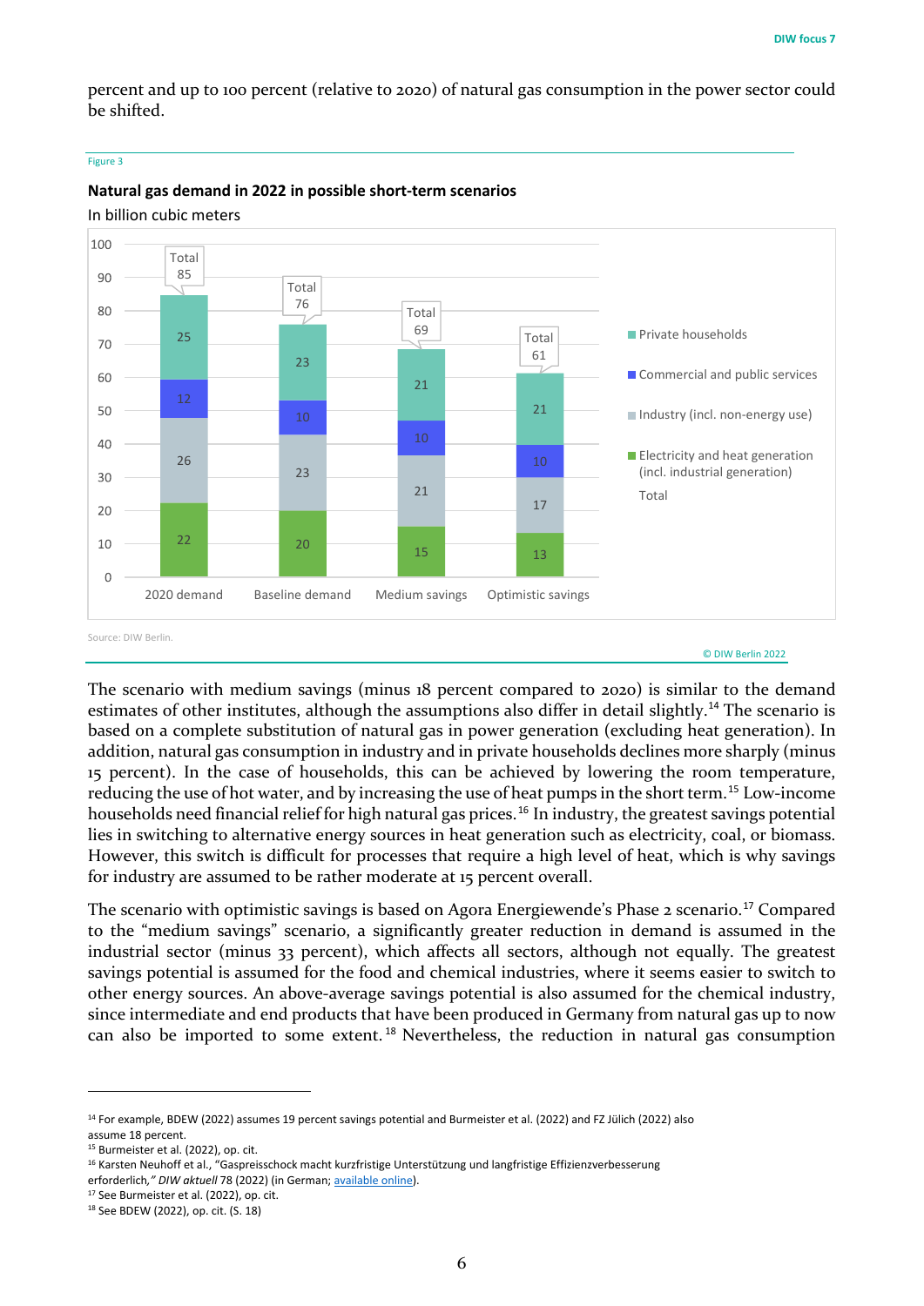percent and up to 100 percent (relative to 2020) of natural gas consumption in the power sector could be shifted.

Figure 3

**Natural gas demand in 2022 in possible short-term scenarios**

In billion cubic meters

| | 2020 demand | Baseline demand | Medium savings | Optimistic savings |
|---|---|---|---|---|
| Private households | 25 | 23 | 21 | 21 |
| Commercial and public services | 12 | 10 | 10 | 10 |
| Industry (incl. non-energy use) | 26 | 23 | 21 | 17 |
| Electricity and heat generation (incl. industrial generation) | 22 | 20 | 15 | 13 |
| Total | 85 | 76 | 69 | 61 |

Source: DIW Berlin.

© DIW Berlin 2022

The scenario with medium savings (minus 18 percent compared to 2020) is similar to the demand estimates of other institutes, although the assumptions also differ in detail slightly.[14] The scenario is based on a complete substitution of natural gas in power generation (excluding heat generation). In addition, natural gas consumption in industry and in private households declines more sharply (minus 15 percent). In the case of households, this can be achieved by lowering the room temperature, reducing the use of hot water, and by increasing the use of heat pumps in the short term.[15] Low-income households need financial relief for high natural gas prices.[16] In industry, the greatest savings potential lies in switching to alternative energy sources in heat generation such as electricity, coal, or biomass. However, this switch is difficult for processes that require a high level of heat, which is why savings for industry are assumed to be rather moderate at 15 percent overall.

The scenario with optimistic savings is based on Agora Energiewende's Phase 2 scenario.[17] Compared to the "medium savings" scenario, a significantly greater reduction in demand is assumed in the industrial sector (minus 33 percent), which affects all sectors, although not equally. The greatest savings potential is assumed for the food and chemical industries, where it seems easier to switch to other energy sources. An above-average savings potential is also assumed for the chemical industry, since intermediate and end products that have been produced in Germany from natural gas up to now can also be imported to some extent.[18] Nevertheless, the reduction in natural gas consumption

---

[14] For example, BDEW (2022) assumes 19 percent savings potential and Burmeister et al. (2022) and FZ Jülich (2022) also assume 18 percent.

[15] Burmeister et al. (2022), op. cit.

[16] Karsten Neuhoff et al., "Gaspreisschock macht kurzfristige Unterstützung und langfristige Effizienzverbesserung erforderlich," *DIW aktuell* 78 (2022) (in German; available online).

[17] See Burmeister et al. (2022), op. cit.

[18] See BDEW (2022), op. cit. (S. 18)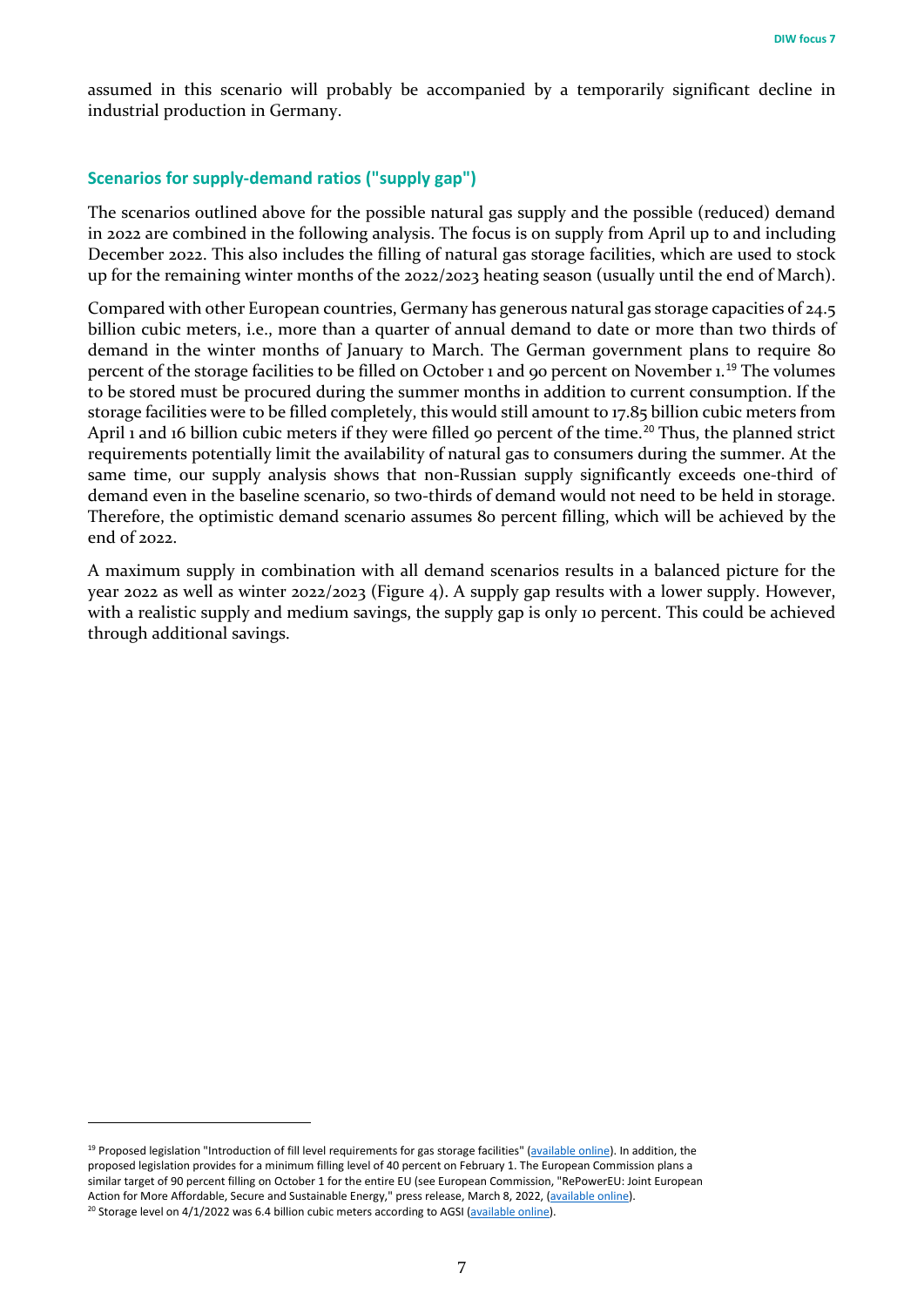assumed in this scenario will probably be accompanied by a temporarily significant decline in industrial production in Germany.

### Scenarios for supply-demand ratios ("supply gap")

The scenarios outlined above for the possible natural gas supply and the possible (reduced) demand in 2022 are combined in the following analysis. The focus is on supply from April up to and including December 2022. This also includes the filling of natural gas storage facilities, which are used to stock up for the remaining winter months of the 2022/2023 heating season (usually until the end of March).

Compared with other European countries, Germany has generous natural gas storage capacities of 24.5 billion cubic meters, i.e., more than a quarter of annual demand to date or more than two thirds of demand in the winter months of January to March. The German government plans to require 80 percent of the storage facilities to be filled on October 1 and 90 percent on November 1.[19] The volumes to be stored must be procured during the summer months in addition to current consumption. If the storage facilities were to be filled completely, this would still amount to 17.85 billion cubic meters from April 1 and 16 billion cubic meters if they were filled 90 percent of the time.[20] Thus, the planned strict requirements potentially limit the availability of natural gas to consumers during the summer. At the same time, our supply analysis shows that non-Russian supply significantly exceeds one-third of demand even in the baseline scenario, so two-thirds of demand would not need to be held in storage. Therefore, the optimistic demand scenario assumes 80 percent filling, which will be achieved by the end of 2022.

A maximum supply in combination with all demand scenarios results in a balanced picture for the year 2022 as well as winter 2022/2023 (Figure 4). A supply gap results with a lower supply. However, with a realistic supply and medium savings, the supply gap is only 10 percent. This could be achieved through additional savings.

---

[19] Proposed legislation "Introduction of fill level requirements for gas storage facilities" (available online). In addition, the proposed legislation provides for a minimum filling level of 40 percent on February 1. The European Commission plans a similar target of 90 percent filling on October 1 for the entire EU (see European Commission, "RePowerEU: Joint European Action for More Affordable, Secure and Sustainable Energy," press release, March 8, 2022, (available online).

[20] Storage level on 4/1/2022 was 6.4 billion cubic meters according to AGSI (available online).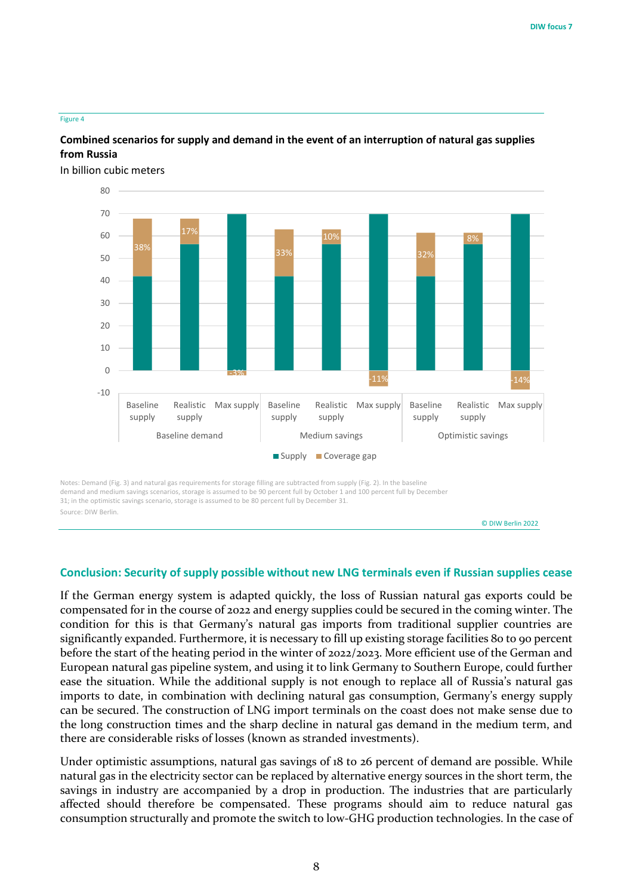Figure 4

**Combined scenarios for supply and demand in the event of an interruption of natural gas supplies from Russia**

In billion cubic meters

| Demand scenario | Supply scenario | Coverage gap |
| --- | --- | --- |
| Baseline demand | Baseline supply | 38% |
| Baseline demand | Realistic supply | 17% |
| Baseline demand | Max supply | -3% |
| Medium savings | Baseline supply | 33% |
| Medium savings | Realistic supply | 10% |
| Medium savings | Max supply | -11% |
| Optimistic savings | Baseline supply | 32% |
| Optimistic savings | Realistic supply | 8% |
| Optimistic savings | Max supply | -14% |

■ Supply ■ Coverage gap

Notes: Demand (Fig. 3) and natural gas requirements for storage filling are subtracted from supply (Fig. 2). In the baseline demand and medium savings scenarios, storage is assumed to be 90 percent full by October 1 and 100 percent full by December 31; in the optimistic savings scenario, storage is assumed to be 80 percent full by December 31.

Source: DIW Berlin.

© DIW Berlin 2022

## Conclusion: Security of supply possible without new LNG terminals even if Russian supplies cease

If the German energy system is adapted quickly, the loss of Russian natural gas exports could be compensated for in the course of 2022 and energy supplies could be secured in the coming winter. The condition for this is that Germany's natural gas imports from traditional supplier countries are significantly expanded. Furthermore, it is necessary to fill up existing storage facilities 80 to 90 percent before the start of the heating period in the winter of 2022/2023. More efficient use of the German and European natural gas pipeline system, and using it to link Germany to Southern Europe, could further ease the situation. While the additional supply is not enough to replace all of Russia's natural gas imports to date, in combination with declining natural gas consumption, Germany's energy supply can be secured. The construction of LNG import terminals on the coast does not make sense due to the long construction times and the sharp decline in natural gas demand in the medium term, and there are considerable risks of losses (known as stranded investments).

Under optimistic assumptions, natural gas savings of 18 to 26 percent of demand are possible. While natural gas in the electricity sector can be replaced by alternative energy sources in the short term, the savings in industry are accompanied by a drop in production. The industries that are particularly affected should therefore be compensated. These programs should aim to reduce natural gas consumption structurally and promote the switch to low-GHG production technologies. In the case of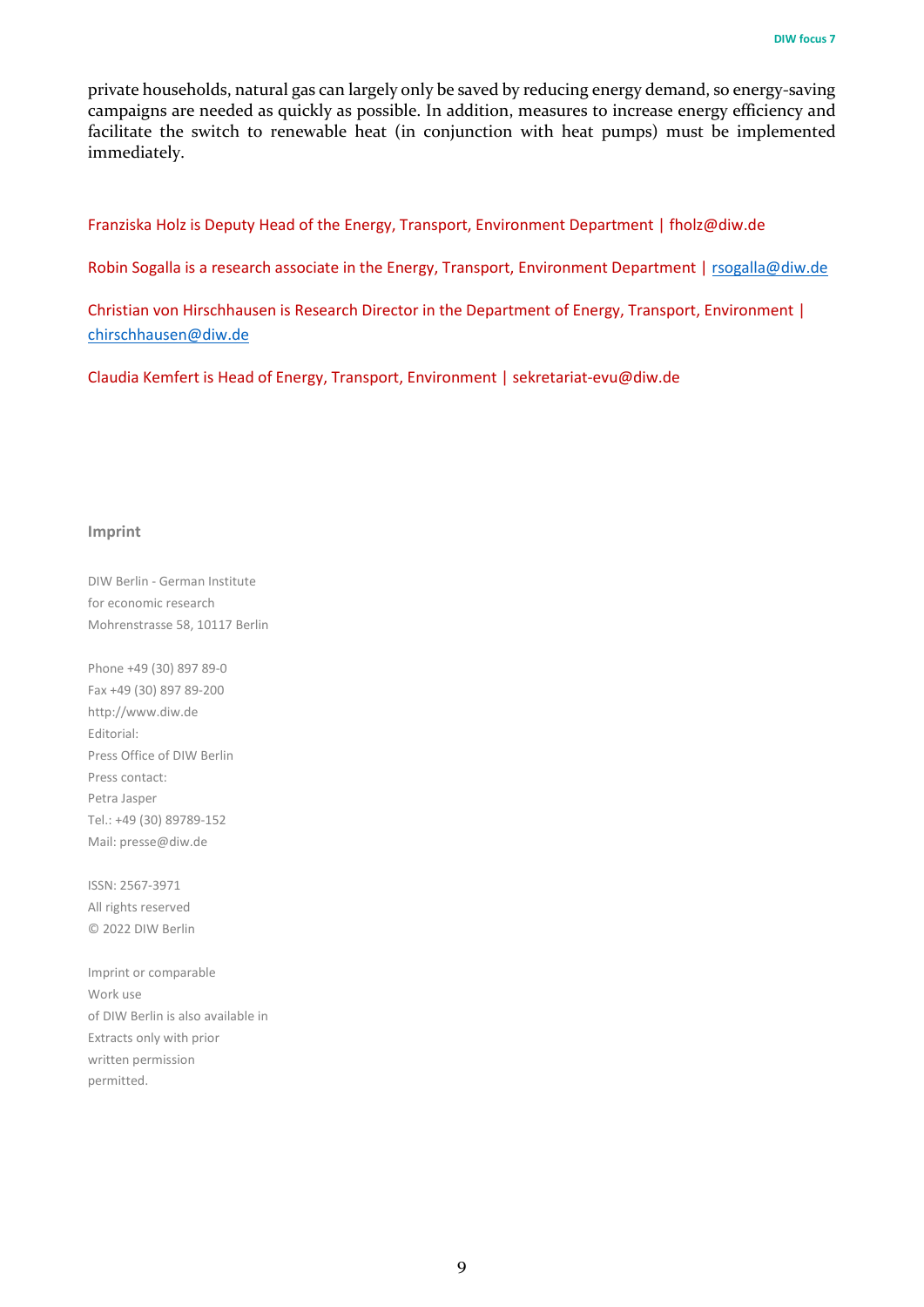private households, natural gas can largely only be saved by reducing energy demand, so energy-saving campaigns are needed as quickly as possible. In addition, measures to increase energy efficiency and facilitate the switch to renewable heat (in conjunction with heat pumps) must be implemented immediately.

Franziska Holz is Deputy Head of the Energy, Transport, Environment Department | fholz@diw.de

Robin Sogalla is a research associate in the Energy, Transport, Environment Department | rsogalla@diw.de

Christian von Hirschhausen is Research Director in the Department of Energy, Transport, Environment | chirschhausen@diw.de

Claudia Kemfert is Head of Energy, Transport, Environment | sekretariat-evu@diw.de

### Imprint

DIW Berlin - German Institute
for economic research
Mohrenstrasse 58, 10117 Berlin

Phone +49 (30) 897 89-0
Fax +49 (30) 897 89-200
http://www.diw.de
Editorial:
Press Office of DIW Berlin
Press contact:
Petra Jasper
Tel.: +49 (30) 89789-152
Mail: presse@diw.de

ISSN: 2567-3971
All rights reserved
© 2022 DIW Berlin

Imprint or comparable
Work use
of DIW Berlin is also available in
Extracts only with prior
written permission
permitted.